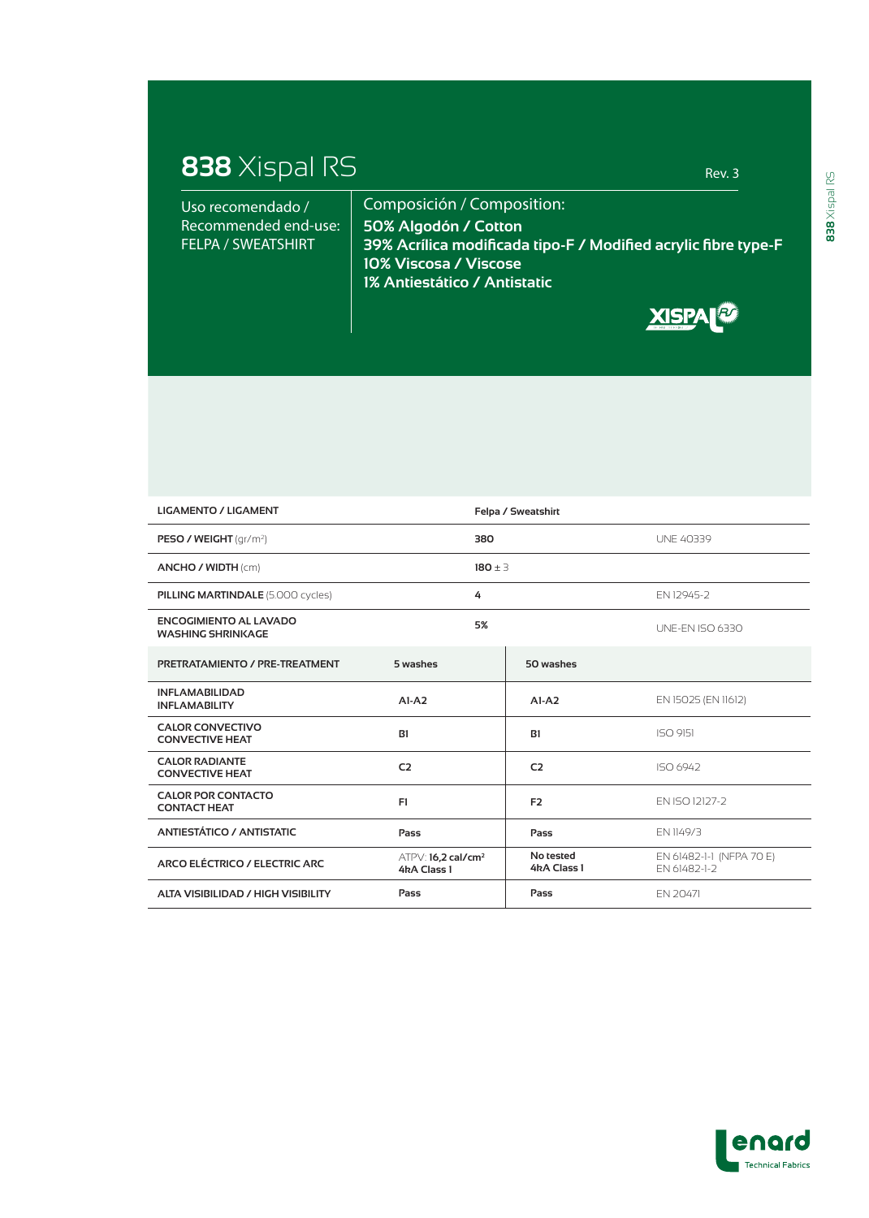# **838** Xispal RS

Rev. 3

Uso recomendado / Recommended end-use: FELPA / SWEATSHIRT

Composición / Composition:

**50% Algodón / Cotton**
**39% Acrílica modificada tipo-F / Modified acrylic fibre type-F**
**10% Viscosa / Viscose**
**1% Antiestático / Antistatic**

| | | | |
|---|---|---|---|
| **LIGAMENTO / LIGAMENT** | **Felpa / Sweatshirt** | | |
| **PESO / WEIGHT** (gr/m²) | **380** | | UNE 40339 |
| **ANCHO / WIDTH** (cm) | **180** ± 3 | | |
| **PILLING MARTINDALE** (5.000 cycles) | **4** | | EN 12945-2 |
| **ENCOGIMIENTO AL LAVADO WASHING SHRINKAGE** | **5%** | | UNE-EN ISO 6330 |
| **PRETRATAMIENTO / PRE-TREATMENT** | **5 washes** | **50 washes** | |
| **INFLAMABILIDAD INFLAMABILITY** | **A1-A2** | **A1-A2** | EN 15025 (EN 11612) |
| **CALOR CONVECTIVO CONVECTIVE HEAT** | **B1** | **B1** | ISO 9151 |
| **CALOR RADIANTE CONVECTIVE HEAT** | **C2** | **C2** | ISO 6942 |
| **CALOR POR CONTACTO CONTACT HEAT** | **F1** | **F2** | EN ISO 12127-2 |
| **ANTIESTÁTICO / ANTISTATIC** | **Pass** | **Pass** | EN 1149/3 |
| **ARCO ELÉCTRICO / ELECTRIC ARC** | ATPV: **16,2 cal/cm²** **4kA Class I** | **No tested** **4kA Class I** | EN 61482-1-1 (NFPA 70 E) EN 61482-1-2 |
| **ALTA VISIBILIDAD / HIGH VISIBILITY** | **Pass** | **Pass** | EN 20471 |

Lenard Technical Fabrics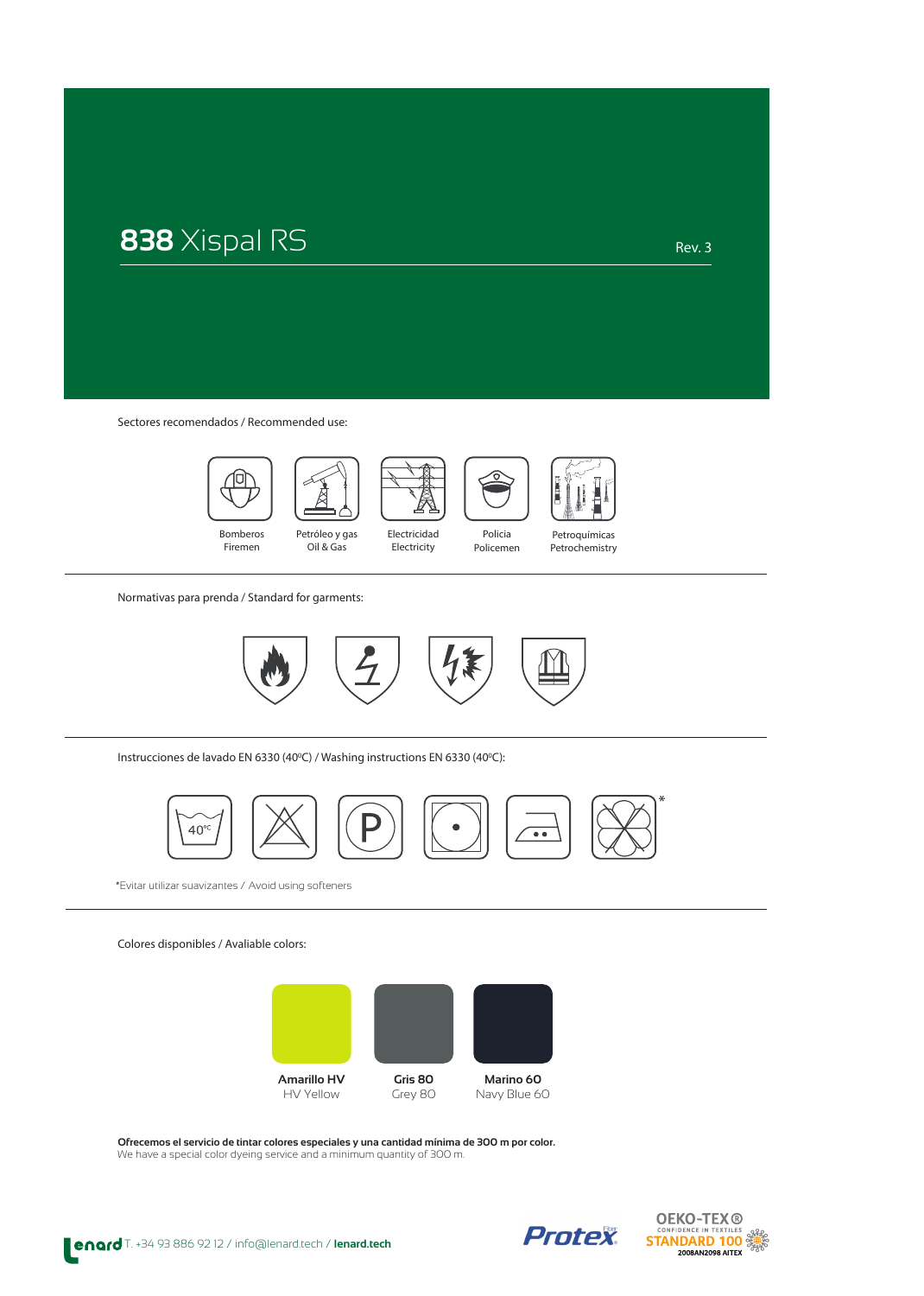# 838 Xispal RS

Rev. 3

Sectores recomendados / Recommended use:

Bomberos
Firemen

Petróleo y gas
Oil & Gas

Electricidad
Electricity

Policia
Policemen

Petroquímicas
Petrochemistry

Normativas para prenda / Standard for garments:

Instrucciones de lavado EN 6330 (40ºC) / Washing instructions EN 6330 (40ºC):

40ºC

*

*Evitar utilizar suavizantes / Avoid using softeners

Colores disponibles / Avaliable colors:

**Amarillo HV**
HV Yellow

**Gris 80**
Grey 80

**Marino 60**
Navy Blue 60

**Ofrecemos el servicio de tintar colores especiales y una cantidad mínima de 300 m por color.**
We have a special color dyeing service and a minimum quantity of 300 m.

lenard T. +34 93 886 92 12 / info@lenard.tech / **lenard.tech**

Protex Fiber

OEKO-TEX® CONFIDENCE IN TEXTILES STANDARD 100 2008AN2098 AITEX